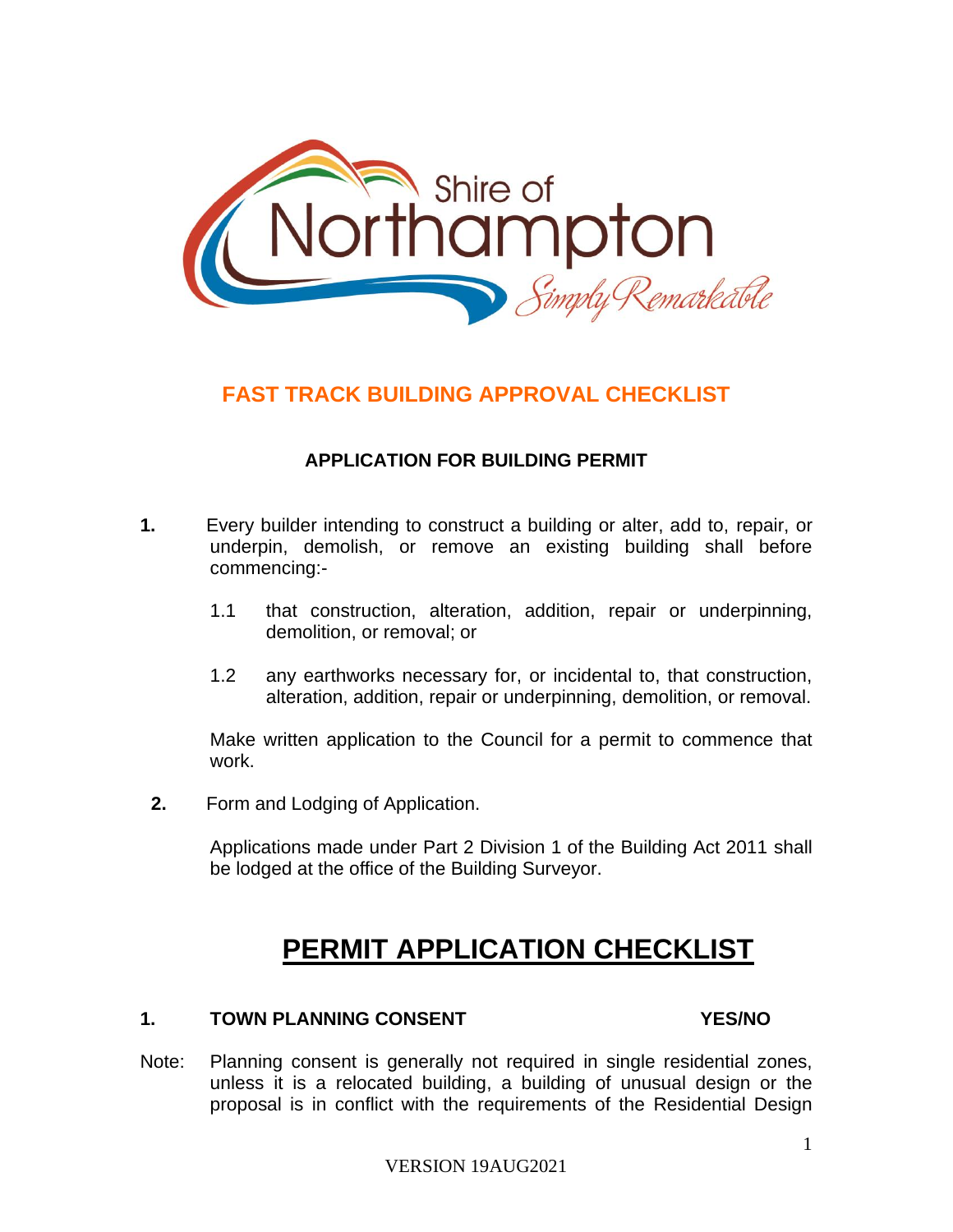Shire of Northampton

*Simply Remarkable*

# FAST TRACK BUILDING APPROVAL CHECKLIST

## APPLICATION FOR BUILDING PERMIT

**1.** Every builder intending to construct a building or alter, add to, repair, or underpin, demolish, or remove an existing building shall before commencing:-

1.1 that construction, alteration, addition, repair or underpinning, demolition, or removal; or

1.2 any earthworks necessary for, or incidental to, that construction, alteration, addition, repair or underpinning, demolition, or removal.

Make written application to the Council for a permit to commence that work.

**2.** Form and Lodging of Application.

Applications made under Part 2 Division 1 of the Building Act 2011 shall be lodged at the office of the Building Surveyor.

# PERMIT APPLICATION CHECKLIST

**1. TOWN PLANNING CONSENT** **YES/NO**

Note: Planning consent is generally not required in single residential zones, unless it is a relocated building, a building of unusual design or the proposal is in conflict with the requirements of the Residential Design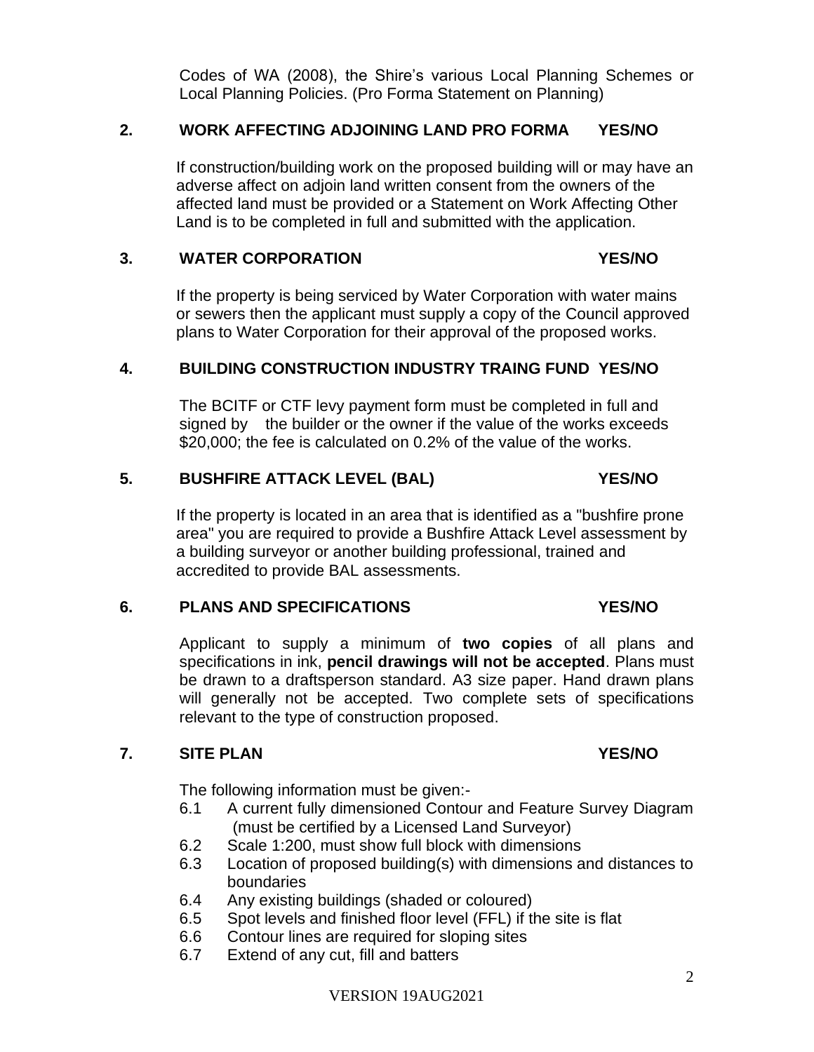Codes of WA (2008), the Shire's various Local Planning Schemes or Local Planning Policies. (Pro Forma Statement on Planning)

**2. WORK AFFECTING ADJOINING LAND PRO FORMA YES/NO**

If construction/building work on the proposed building will or may have an adverse affect on adjoin land written consent from the owners of the affected land must be provided or a Statement on Work Affecting Other Land is to be completed in full and submitted with the application.

**3. WATER CORPORATION YES/NO**

If the property is being serviced by Water Corporation with water mains or sewers then the applicant must supply a copy of the Council approved plans to Water Corporation for their approval of the proposed works.

**4. BUILDING CONSTRUCTION INDUSTRY TRAING FUND YES/NO**

The BCITF or CTF levy payment form must be completed in full and signed by the builder or the owner if the value of the works exceeds $20,000; the fee is calculated on 0.2% of the value of the works.

**5. BUSHFIRE ATTACK LEVEL (BAL) YES/NO**

If the property is located in an area that is identified as a "bushfire prone area" you are required to provide a Bushfire Attack Level assessment by a building surveyor or another building professional, trained and accredited to provide BAL assessments.

**6. PLANS AND SPECIFICATIONS YES/NO**

Applicant to supply a minimum of **two copies** of all plans and specifications in ink, **pencil drawings will not be accepted**. Plans must be drawn to a draftsperson standard. A3 size paper. Hand drawn plans will generally not be accepted. Two complete sets of specifications relevant to the type of construction proposed.

**7. SITE PLAN YES/NO**

The following information must be given:-

6.1 A current fully dimensioned Contour and Feature Survey Diagram (must be certified by a Licensed Land Surveyor)
6.2 Scale 1:200, must show full block with dimensions
6.3 Location of proposed building(s) with dimensions and distances to boundaries
6.4 Any existing buildings (shaded or coloured)
6.5 Spot levels and finished floor level (FFL) if the site is flat
6.6 Contour lines are required for sloping sites
6.7 Extend of any cut, fill and batters

VERSION 19AUG2021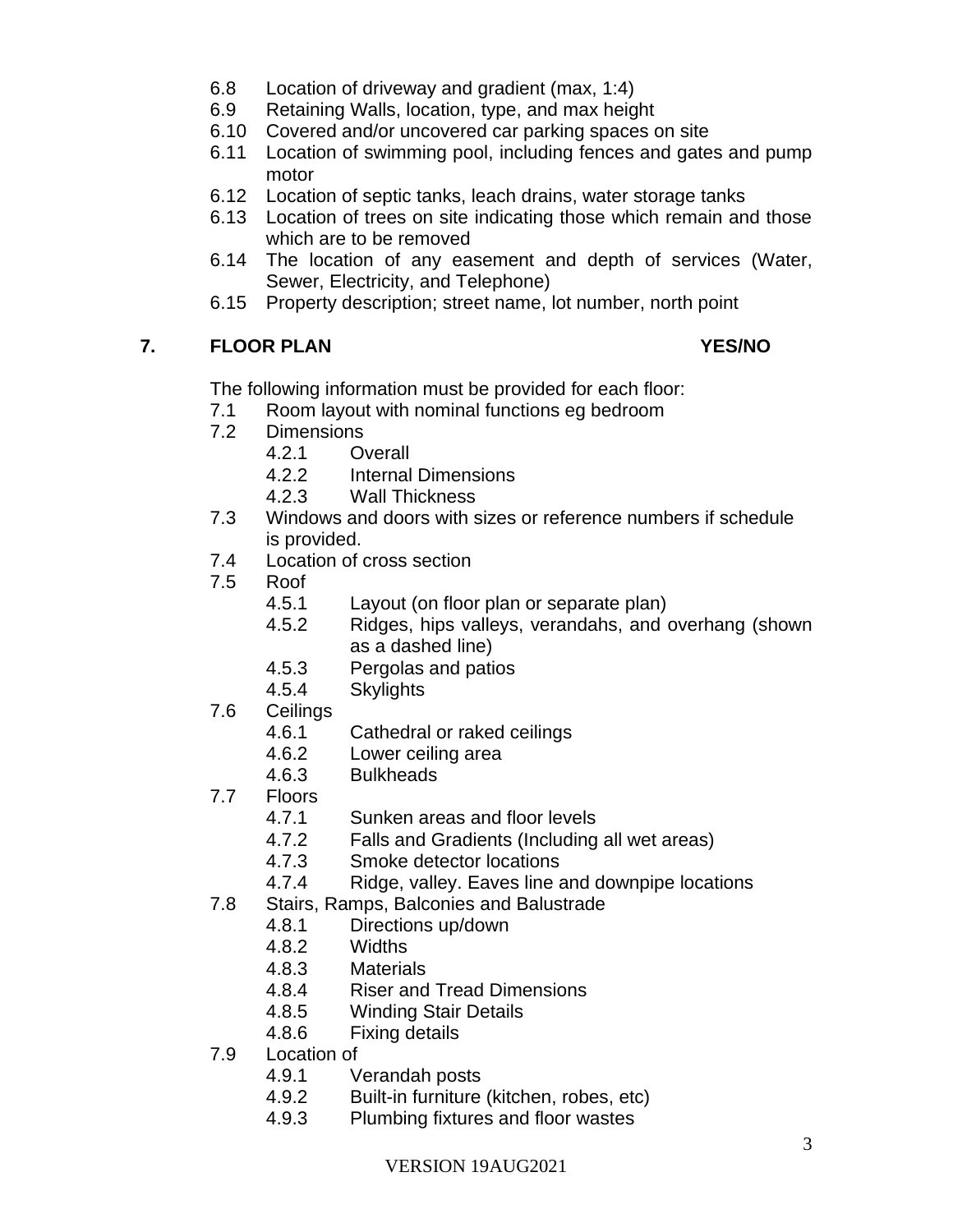6.8 Location of driveway and gradient (max, 1:4)
6.9 Retaining Walls, location, type, and max height
6.10 Covered and/or uncovered car parking spaces on site
6.11 Location of swimming pool, including fences and gates and pump motor
6.12 Location of septic tanks, leach drains, water storage tanks
6.13 Location of trees on site indicating those which remain and those which are to be removed
6.14 The location of any easement and depth of services (Water, Sewer, Electricity, and Telephone)
6.15 Property description; street name, lot number, north point

## 7. FLOOR PLAN YES/NO

The following information must be provided for each floor:

7.1 Room layout with nominal functions eg bedroom
7.2 Dimensions
  4.2.1 Overall
  4.2.2 Internal Dimensions
  4.2.3 Wall Thickness
7.3 Windows and doors with sizes or reference numbers if schedule is provided.
7.4 Location of cross section
7.5 Roof
  4.5.1 Layout (on floor plan or separate plan)
  4.5.2 Ridges, hips valleys, verandahs, and overhang (shown as a dashed line)
  4.5.3 Pergolas and patios
  4.5.4 Skylights
7.6 Ceilings
  4.6.1 Cathedral or raked ceilings
  4.6.2 Lower ceiling area
  4.6.3 Bulkheads
7.7 Floors
  4.7.1 Sunken areas and floor levels
  4.7.2 Falls and Gradients (Including all wet areas)
  4.7.3 Smoke detector locations
  4.7.4 Ridge, valley. Eaves line and downpipe locations
7.8 Stairs, Ramps, Balconies and Balustrade
  4.8.1 Directions up/down
  4.8.2 Widths
  4.8.3 Materials
  4.8.4 Riser and Tread Dimensions
  4.8.5 Winding Stair Details
  4.8.6 Fixing details
7.9 Location of
  4.9.1 Verandah posts
  4.9.2 Built-in furniture (kitchen, robes, etc)
  4.9.3 Plumbing fixtures and floor wastes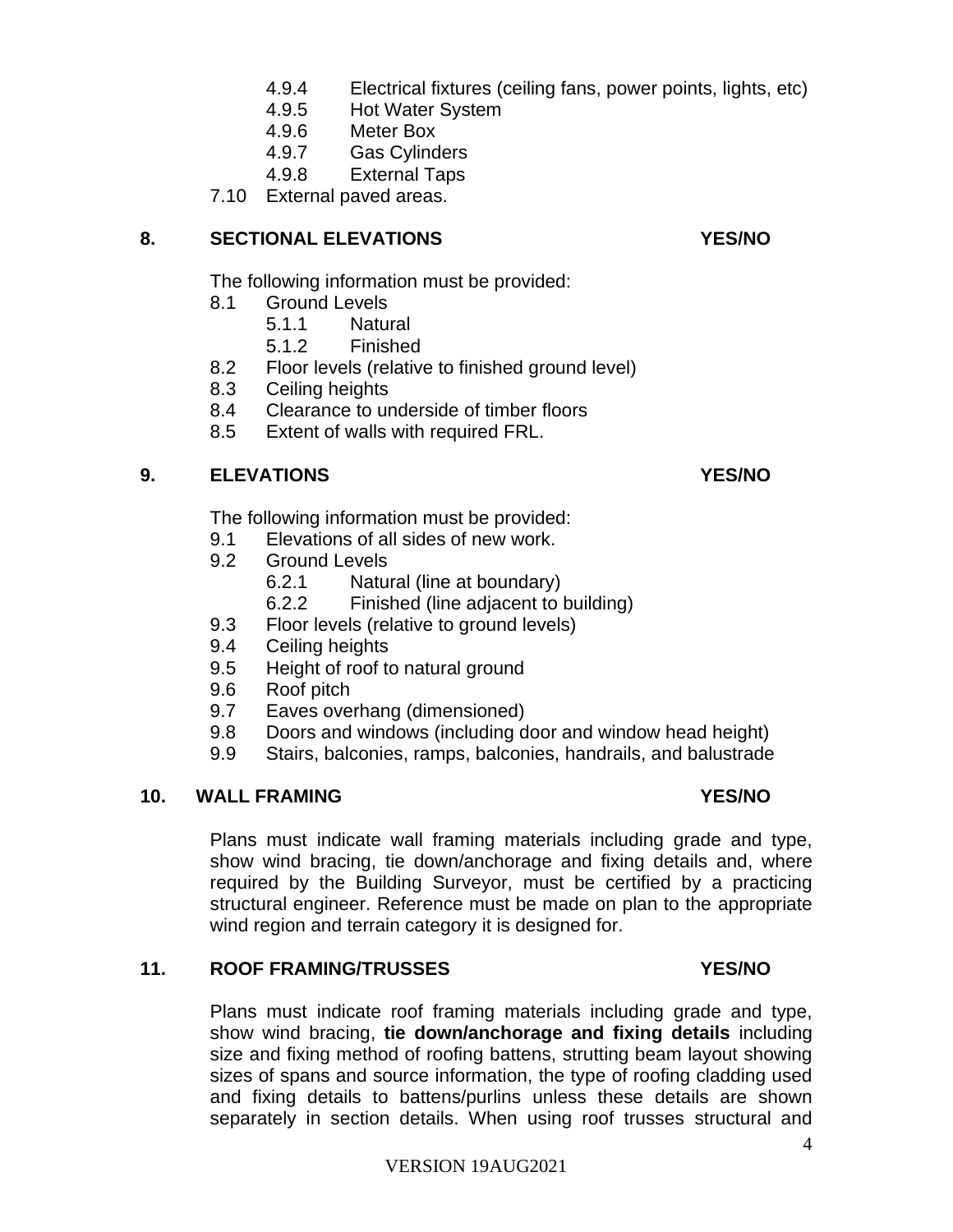4.9.4 Electrical fixtures (ceiling fans, power points, lights, etc)
4.9.5 Hot Water System
4.9.6 Meter Box
4.9.7 Gas Cylinders
4.9.8 External Taps

7.10 External paved areas.

## 8. SECTIONAL ELEVATIONS YES/NO

The following information must be provided:

8.1 Ground Levels
    5.1.1 Natural
    5.1.2 Finished
8.2 Floor levels (relative to finished ground level)
8.3 Ceiling heights
8.4 Clearance to underside of timber floors
8.5 Extent of walls with required FRL.

## 9. ELEVATIONS YES/NO

The following information must be provided:

9.1 Elevations of all sides of new work.
9.2 Ground Levels
    6.2.1 Natural (line at boundary)
    6.2.2 Finished (line adjacent to building)
9.3 Floor levels (relative to ground levels)
9.4 Ceiling heights
9.5 Height of roof to natural ground
9.6 Roof pitch
9.7 Eaves overhang (dimensioned)
9.8 Doors and windows (including door and window head height)
9.9 Stairs, balconies, ramps, balconies, handrails, and balustrade

## 10. WALL FRAMING YES/NO

Plans must indicate wall framing materials including grade and type, show wind bracing, tie down/anchorage and fixing details and, where required by the Building Surveyor, must be certified by a practicing structural engineer. Reference must be made on plan to the appropriate wind region and terrain category it is designed for.

## 11. ROOF FRAMING/TRUSSES YES/NO

Plans must indicate roof framing materials including grade and type, show wind bracing, **tie down/anchorage and fixing details** including size and fixing method of roofing battens, strutting beam layout showing sizes of spans and source information, the type of roofing cladding used and fixing details to battens/purlins unless these details are shown separately in section details. When using roof trusses structural and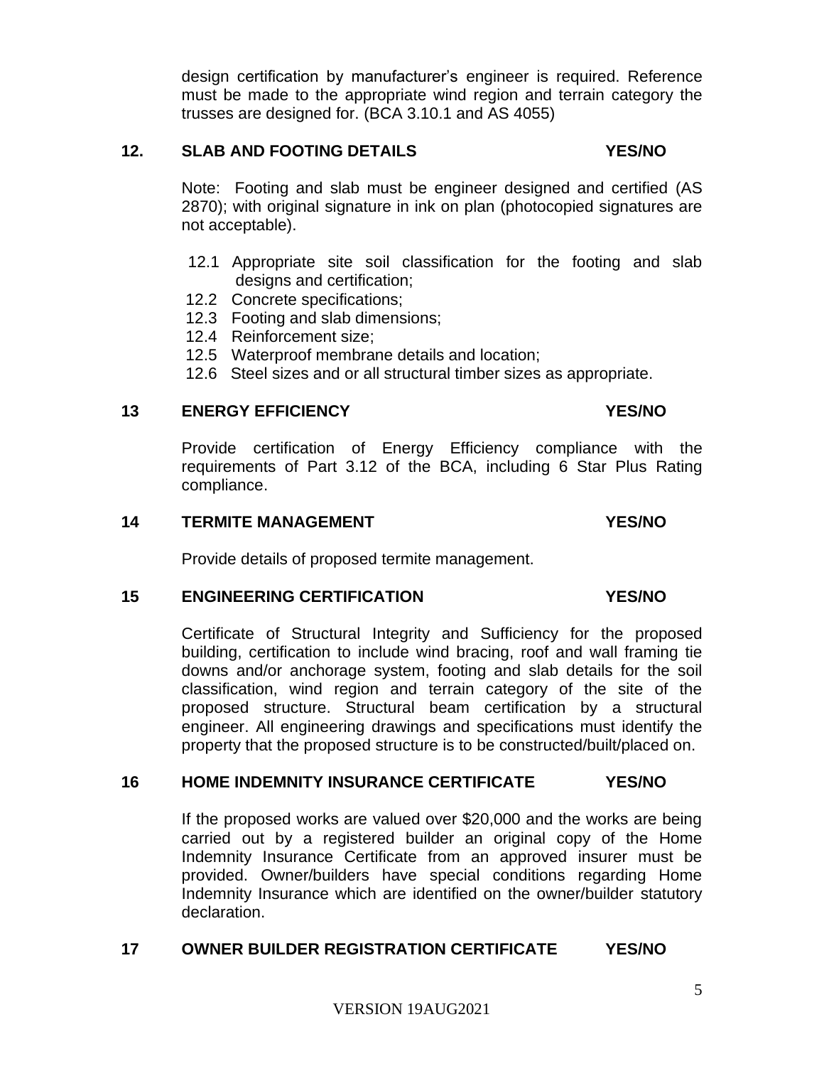design certification by manufacturer's engineer is required. Reference must be made to the appropriate wind region and terrain category the trusses are designed for. (BCA 3.10.1 and AS 4055)

## 12. SLAB AND FOOTING DETAILS YES/NO

Note: Footing and slab must be engineer designed and certified (AS 2870); with original signature in ink on plan (photocopied signatures are not acceptable).

12.1 Appropriate site soil classification for the footing and slab designs and certification;
12.2 Concrete specifications;
12.3 Footing and slab dimensions;
12.4 Reinforcement size;
12.5 Waterproof membrane details and location;
12.6 Steel sizes and or all structural timber sizes as appropriate.

## 13 ENERGY EFFICIENCY YES/NO

Provide certification of Energy Efficiency compliance with the requirements of Part 3.12 of the BCA, including 6 Star Plus Rating compliance.

## 14 TERMITE MANAGEMENT YES/NO

Provide details of proposed termite management.

## 15 ENGINEERING CERTIFICATION YES/NO

Certificate of Structural Integrity and Sufficiency for the proposed building, certification to include wind bracing, roof and wall framing tie downs and/or anchorage system, footing and slab details for the soil classification, wind region and terrain category of the site of the proposed structure. Structural beam certification by a structural engineer. All engineering drawings and specifications must identify the property that the proposed structure is to be constructed/built/placed on.

## 16 HOME INDEMNITY INSURANCE CERTIFICATE YES/NO

If the proposed works are valued over $20,000 and the works are being carried out by a registered builder an original copy of the Home Indemnity Insurance Certificate from an approved insurer must be provided. Owner/builders have special conditions regarding Home Indemnity Insurance which are identified on the owner/builder statutory declaration.

## 17 OWNER BUILDER REGISTRATION CERTIFICATE YES/NO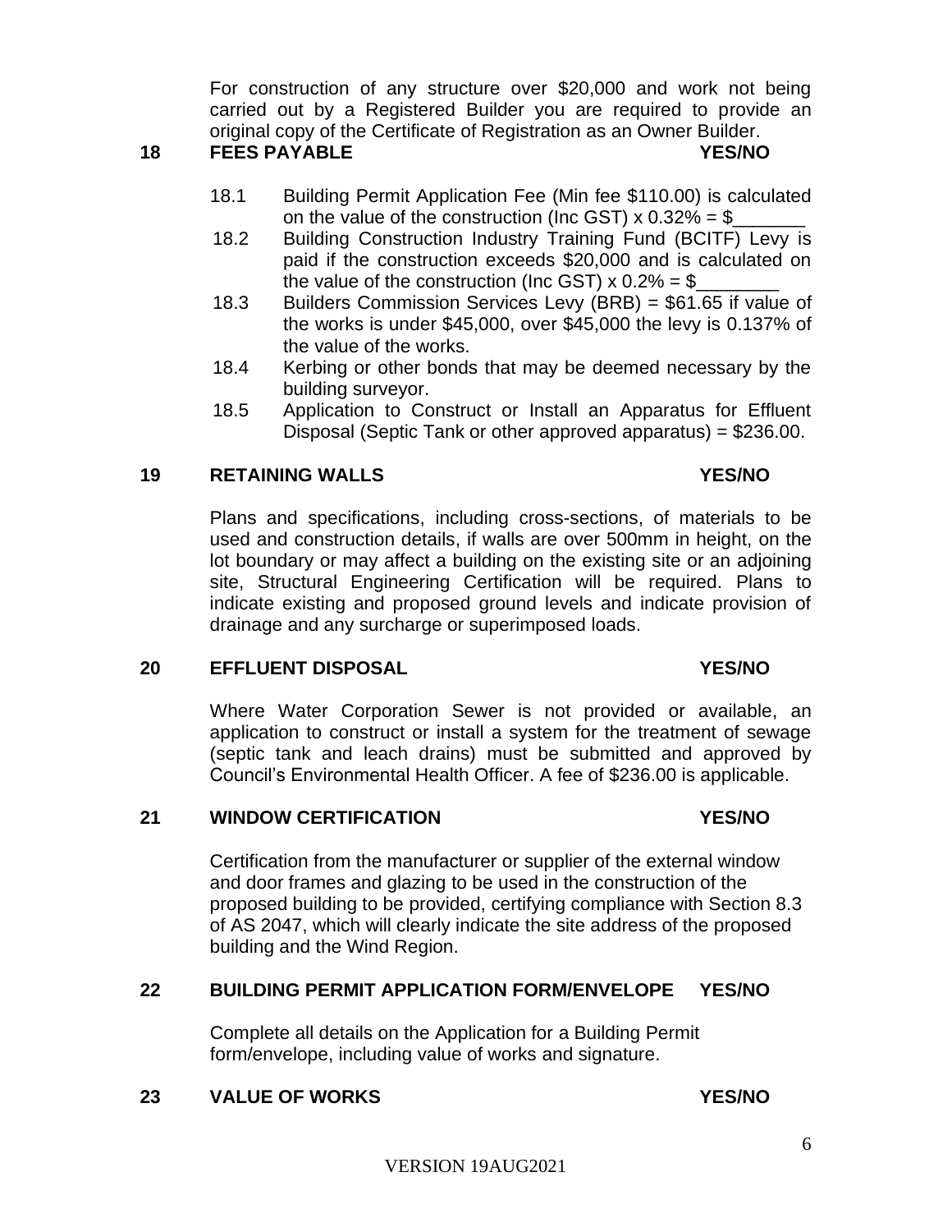For construction of any structure over $20,000 and work not being carried out by a Registered Builder you are required to provide an original copy of the Certificate of Registration as an Owner Builder.

**18 FEES PAYABLE YES/NO**

18.1 Building Permit Application Fee (Min fee $110.00) is calculated on the value of the construction (Inc GST) x 0.32% = $_______

18.2 Building Construction Industry Training Fund (BCITF) Levy is paid if the construction exceeds $20,000 and is calculated on the value of the construction (Inc GST) x 0.2% = $________

18.3 Builders Commission Services Levy (BRB) = $61.65 if value of the works is under $45,000, over $45,000 the levy is 0.137% of the value of the works.

18.4 Kerbing or other bonds that may be deemed necessary by the building surveyor.

18.5 Application to Construct or Install an Apparatus for Effluent Disposal (Septic Tank or other approved apparatus) = $236.00.

**19 RETAINING WALLS YES/NO**

Plans and specifications, including cross-sections, of materials to be used and construction details, if walls are over 500mm in height, on the lot boundary or may affect a building on the existing site or an adjoining site, Structural Engineering Certification will be required. Plans to indicate existing and proposed ground levels and indicate provision of drainage and any surcharge or superimposed loads.

**20 EFFLUENT DISPOSAL YES/NO**

Where Water Corporation Sewer is not provided or available, an application to construct or install a system for the treatment of sewage (septic tank and leach drains) must be submitted and approved by Council's Environmental Health Officer. A fee of $236.00 is applicable.

**21 WINDOW CERTIFICATION YES/NO**

Certification from the manufacturer or supplier of the external window and door frames and glazing to be used in the construction of the proposed building to be provided, certifying compliance with Section 8.3 of AS 2047, which will clearly indicate the site address of the proposed building and the Wind Region.

**22 BUILDING PERMIT APPLICATION FORM/ENVELOPE YES/NO**

Complete all details on the Application for a Building Permit form/envelope, including value of works and signature.

**23 VALUE OF WORKS YES/NO**

VERSION 19AUG2021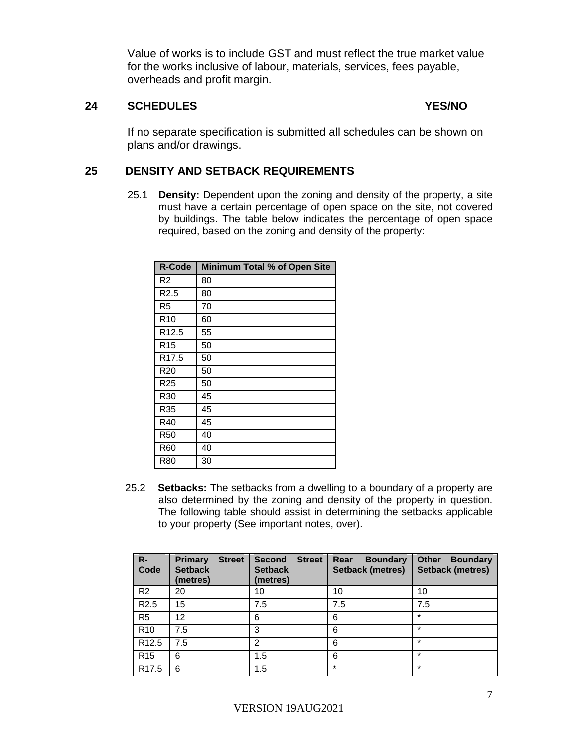Value of works is to include GST and must reflect the true market value for the works inclusive of labour, materials, services, fees payable, overheads and profit margin.

## 24 SCHEDULES YES/NO

If no separate specification is submitted all schedules can be shown on plans and/or drawings.

## 25 DENSITY AND SETBACK REQUIREMENTS

25.1 **Density:** Dependent upon the zoning and density of the property, a site must have a certain percentage of open space on the site, not covered by buildings. The table below indicates the percentage of open space required, based on the zoning and density of the property:

| R-Code | Minimum Total % of Open Site |
|---|---|
| R2 | 80 |
| R2.5 | 80 |
| R5 | 70 |
| R10 | 60 |
| R12.5 | 55 |
| R15 | 50 |
| R17.5 | 50 |
| R20 | 50 |
| R25 | 50 |
| R30 | 45 |
| R35 | 45 |
| R40 | 45 |
| R50 | 40 |
| R60 | 40 |
| R80 | 30 |

25.2 **Setbacks:** The setbacks from a dwelling to a boundary of a property are also determined by the zoning and density of the property in question. The following table should assist in determining the setbacks applicable to your property (See important notes, over).

| R-Code | Primary Street Setback (metres) | Second Street Setback (metres) | Rear Boundary Setback (metres) | Other Boundary Setback (metres) |
|---|---|---|---|---|
| R2 | 20 | 10 | 10 | 10 |
| R2.5 | 15 | 7.5 | 7.5 | 7.5 |
| R5 | 12 | 6 | 6 | * |
| R10 | 7.5 | 3 | 6 | * |
| R12.5 | 7.5 | 2 | 6 | * |
| R15 | 6 | 1.5 | 6 | * |
| R17.5 | 6 | 1.5 | * | * |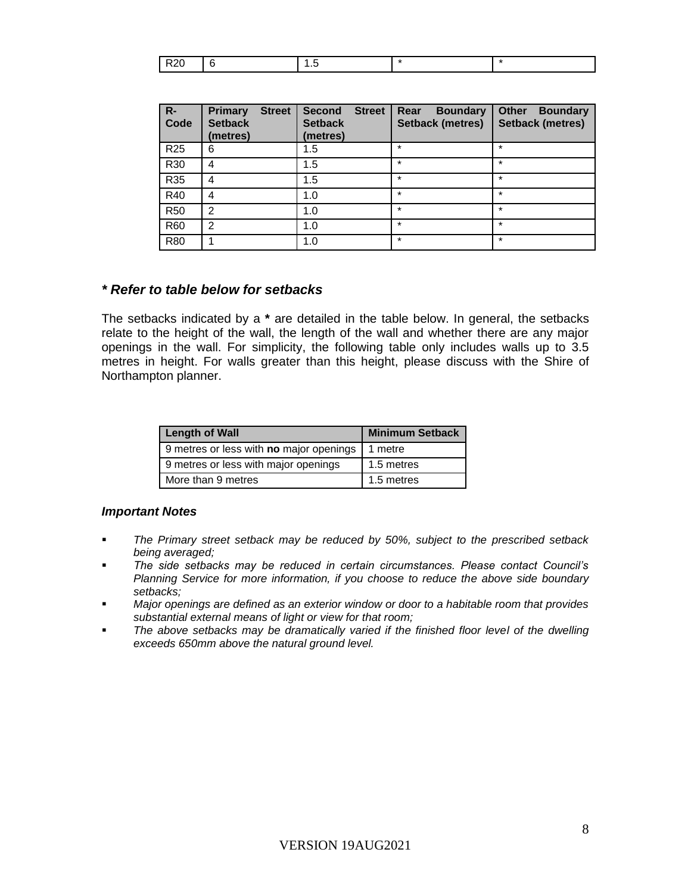| R-Code | Primary Street Setback (metres) | Second Street Setback (metres) | Rear Boundary Setback (metres) | Other Boundary Setback (metres) |
|---|---|---|---|---|
| R20 | 6 | 1.5 | * | * |
| R25 | 6 | 1.5 | * | * |
| R30 | 4 | 1.5 | * | * |
| R35 | 4 | 1.5 | * | * |
| R40 | 4 | 1.0 | * | * |
| R50 | 2 | 1.0 | * | * |
| R60 | 2 | 1.0 | * | * |
| R80 | 1 | 1.0 | * | * |

### *\* Refer to table below for setbacks*

The setbacks indicated by a **\*** are detailed in the table below. In general, the setbacks relate to the height of the wall, the length of the wall and whether there are any major openings in the wall. For simplicity, the following table only includes walls up to 3.5 metres in height. For walls greater than this height, please discuss with the Shire of Northampton planner.

| Length of Wall | Minimum Setback |
|---|---|
| 9 metres or less with **no** major openings | 1 metre |
| 9 metres or less with major openings | 1.5 metres |
| More than 9 metres | 1.5 metres |

#### *Important Notes*

- *The Primary street setback may be reduced by 50%, subject to the prescribed setback being averaged;*
- *The side setbacks may be reduced in certain circumstances. Please contact Council's Planning Service for more information, if you choose to reduce the above side boundary setbacks;*
- *Major openings are defined as an exterior window or door to a habitable room that provides substantial external means of light or view for that room;*
- *The above setbacks may be dramatically varied if the finished floor level of the dwelling exceeds 650mm above the natural ground level.*

VERSION 19AUG2021